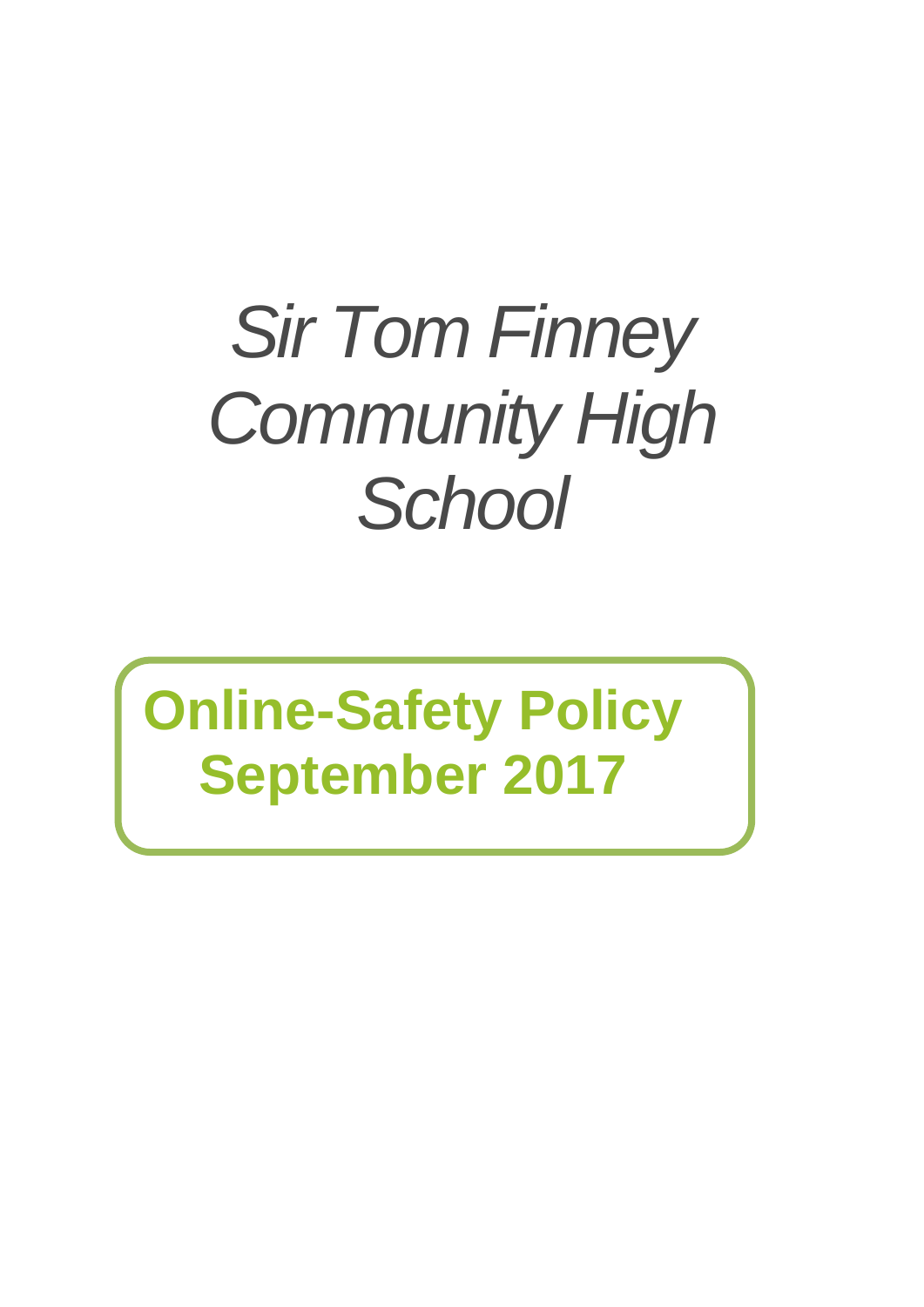# *Sir Tom Finney Community High School*

**Online-Safety Policy**
**September 2017**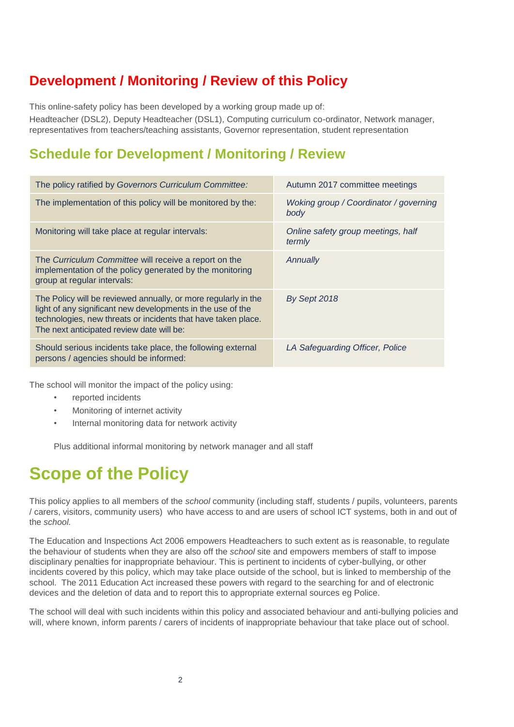## Development / Monitoring / Review of this Policy

This online-safety policy has been developed by a working group made up of:

Headteacher (DSL2), Deputy Headteacher (DSL1), Computing curriculum co-ordinator, Network manager, representatives from teachers/teaching assistants, Governor representation, student representation

### Schedule for Development / Monitoring / Review

| | |
|---|---|
| The policy ratified by *Governors Curriculum Committee:* | Autumn 2017 committee meetings |
| The implementation of this policy will be monitored by the: | *Woking group / Coordinator / governing body* |
| Monitoring will take place at regular intervals: | *Online safety group meetings, half termly* |
| The *Curriculum Committee* will receive a report on the implementation of the policy generated by the monitoring group at regular intervals: | *Annually* |
| The Policy will be reviewed annually, or more regularly in the light of any significant new developments in the use of the technologies, new threats or incidents that have taken place. The next anticipated review date will be: | *By Sept 2018* |
| Should serious incidents take place, the following external persons / agencies should be informed: | *LA Safeguarding Officer, Police* |

The school will monitor the impact of the policy using:

- reported incidents
- Monitoring of internet activity
- Internal monitoring data for network activity

Plus additional informal monitoring by network manager and all staff

# Scope of the Policy

This policy applies to all members of the *school* community (including staff, students / pupils, volunteers, parents / carers, visitors, community users) who have access to and are users of school ICT systems, both in and out of the *school.*

The Education and Inspections Act 2006 empowers Headteachers to such extent as is reasonable, to regulate the behaviour of students when they are also off the *school* site and empowers members of staff to impose disciplinary penalties for inappropriate behaviour. This is pertinent to incidents of cyber-bullying, or other incidents covered by this policy, which may take place outside of the school, but is linked to membership of the school. The 2011 Education Act increased these powers with regard to the searching for and of electronic devices and the deletion of data and to report this to appropriate external sources eg Police.

The school will deal with such incidents within this policy and associated behaviour and anti-bullying policies and will, where known, inform parents / carers of incidents of inappropriate behaviour that take place out of school.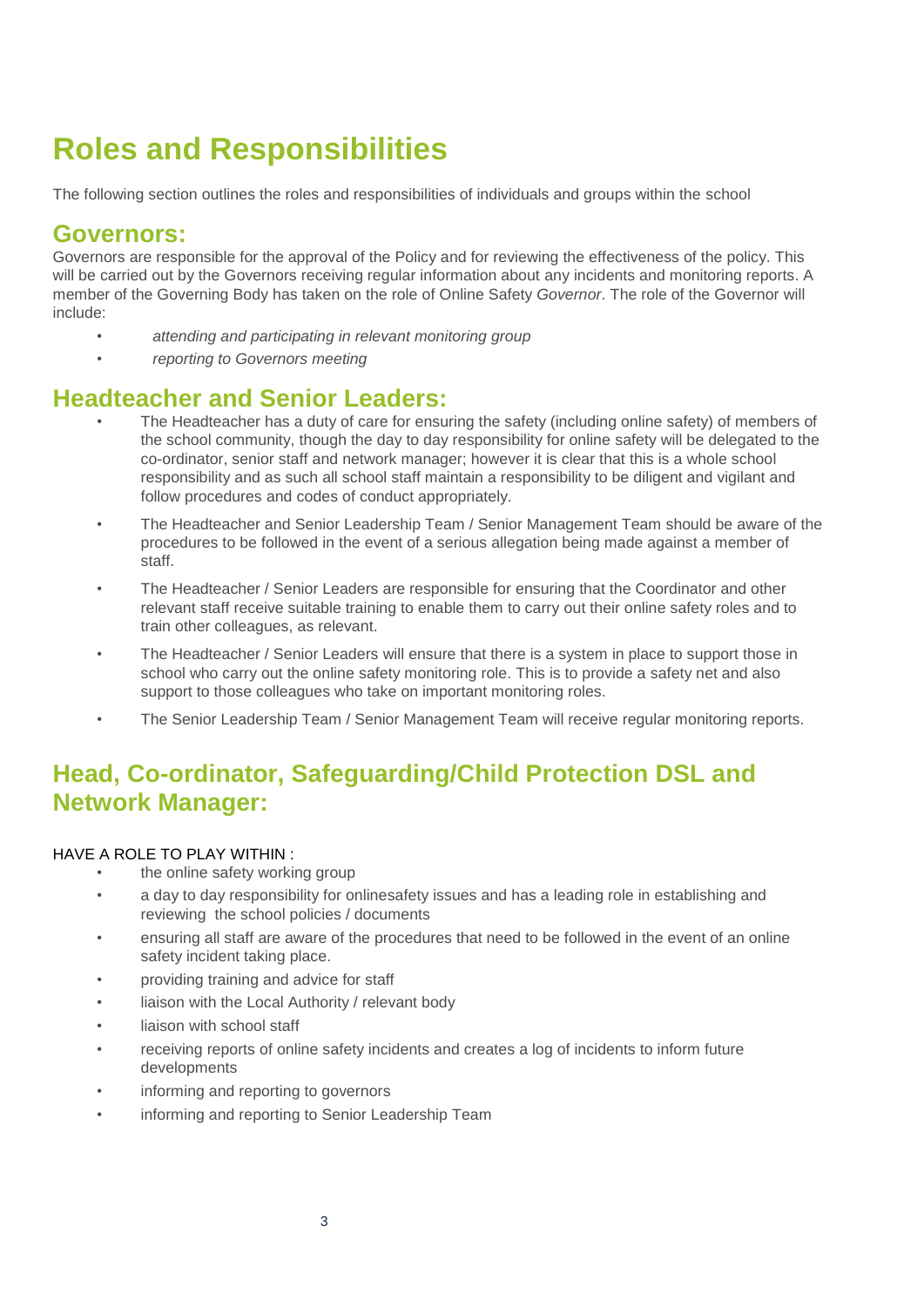# Roles and Responsibilities

The following section outlines the roles and responsibilities of individuals and groups within the school

## Governors:

Governors are responsible for the approval of the Policy and for reviewing the effectiveness of the policy. This will be carried out by the Governors receiving regular information about any incidents and monitoring reports. A member of the Governing Body has taken on the role of Online Safety *Governor*. The role of the Governor will include:

- *attending and participating in relevant monitoring group*
- *reporting to Governors meeting*

## Headteacher and Senior Leaders:

- The Headteacher has a duty of care for ensuring the safety (including online safety) of members of the school community, though the day to day responsibility for online safety will be delegated to the co-ordinator, senior staff and network manager; however it is clear that this is a whole school responsibility and as such all school staff maintain a responsibility to be diligent and vigilant and follow procedures and codes of conduct appropriately.
- The Headteacher and Senior Leadership Team / Senior Management Team should be aware of the procedures to be followed in the event of a serious allegation being made against a member of staff.
- The Headteacher / Senior Leaders are responsible for ensuring that the Coordinator and other relevant staff receive suitable training to enable them to carry out their online safety roles and to train other colleagues, as relevant.
- The Headteacher / Senior Leaders will ensure that there is a system in place to support those in school who carry out the online safety monitoring role. This is to provide a safety net and also support to those colleagues who take on important monitoring roles.
- The Senior Leadership Team / Senior Management Team will receive regular monitoring reports.

## Head, Co-ordinator, Safeguarding/Child Protection DSL and Network Manager:

HAVE A ROLE TO PLAY WITHIN :

- the online safety working group
- a day to day responsibility for onlinesafety issues and has a leading role in establishing and reviewing the school policies / documents
- ensuring all staff are aware of the procedures that need to be followed in the event of an online safety incident taking place.
- providing training and advice for staff
- liaison with the Local Authority / relevant body
- liaison with school staff
- receiving reports of online safety incidents and creates a log of incidents to inform future developments
- informing and reporting to governors
- informing and reporting to Senior Leadership Team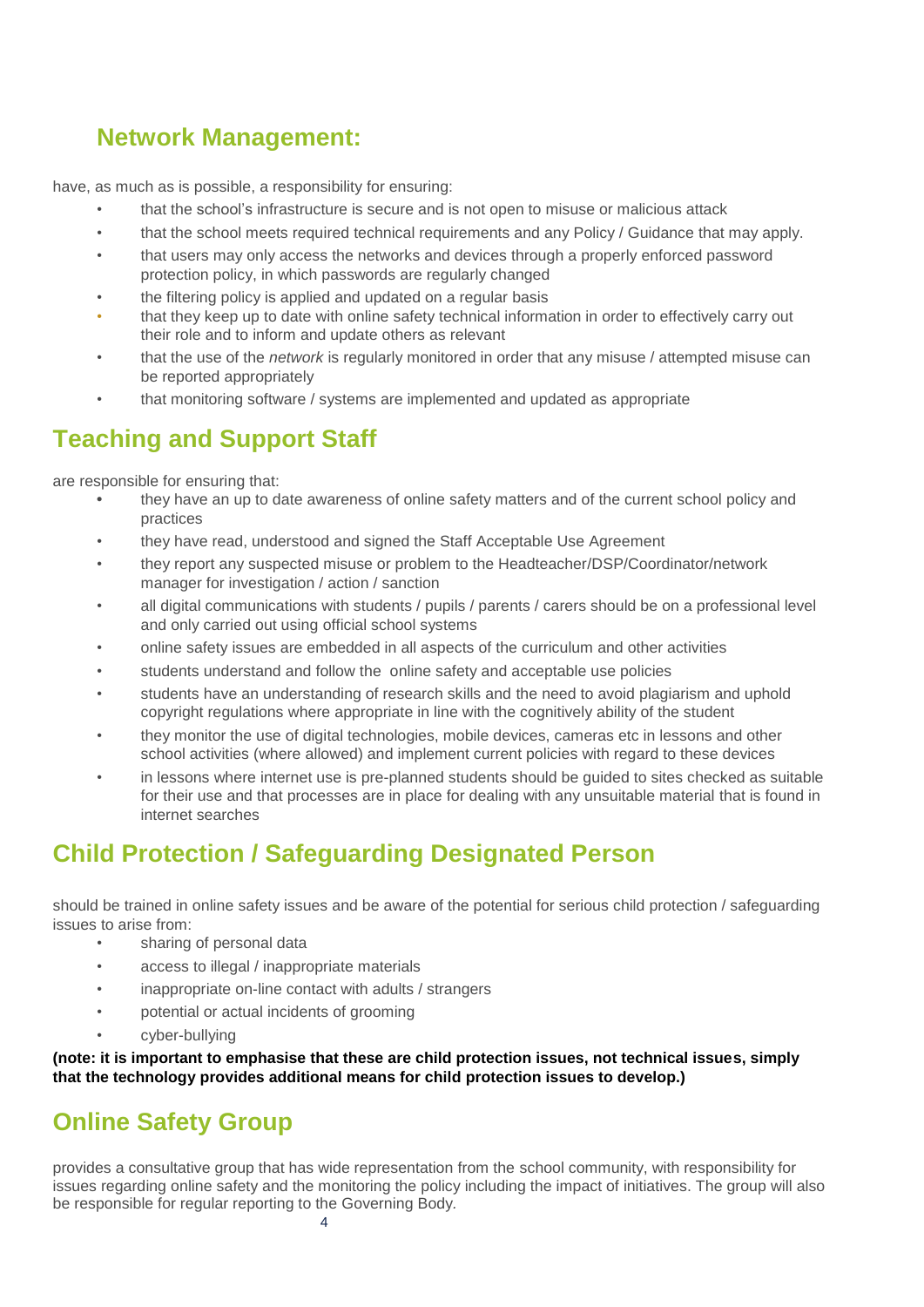## Network Management:

have, as much as is possible, a responsibility for ensuring:

- that the school's infrastructure is secure and is not open to misuse or malicious attack
- that the school meets required technical requirements and any Policy / Guidance that may apply.
- that users may only access the networks and devices through a properly enforced password protection policy, in which passwords are regularly changed
- the filtering policy is applied and updated on a regular basis
- that they keep up to date with online safety technical information in order to effectively carry out their role and to inform and update others as relevant
- that the use of the *network* is regularly monitored in order that any misuse / attempted misuse can be reported appropriately
- that monitoring software / systems are implemented and updated as appropriate

## Teaching and Support Staff

are responsible for ensuring that:

- they have an up to date awareness of online safety matters and of the current school policy and practices
- they have read, understood and signed the Staff Acceptable Use Agreement
- they report any suspected misuse or problem to the Headteacher/DSP/Coordinator/network manager for investigation / action / sanction
- all digital communications with students / pupils / parents / carers should be on a professional level and only carried out using official school systems
- online safety issues are embedded in all aspects of the curriculum and other activities
- students understand and follow the online safety and acceptable use policies
- students have an understanding of research skills and the need to avoid plagiarism and uphold copyright regulations where appropriate in line with the cognitively ability of the student
- they monitor the use of digital technologies, mobile devices, cameras etc in lessons and other school activities (where allowed) and implement current policies with regard to these devices
- in lessons where internet use is pre-planned students should be guided to sites checked as suitable for their use and that processes are in place for dealing with any unsuitable material that is found in internet searches

## Child Protection / Safeguarding Designated Person

should be trained in online safety issues and be aware of the potential for serious child protection / safeguarding issues to arise from:

- sharing of personal data
- access to illegal / inappropriate materials
- inappropriate on-line contact with adults / strangers
- potential or actual incidents of grooming
- cyber-bullying

**(note: it is important to emphasise that these are child protection issues, not technical issues, simply that the technology provides additional means for child protection issues to develop.)**

## Online Safety Group

provides a consultative group that has wide representation from the school community, with responsibility for issues regarding online safety and the monitoring the policy including the impact of initiatives. The group will also be responsible for regular reporting to the Governing Body.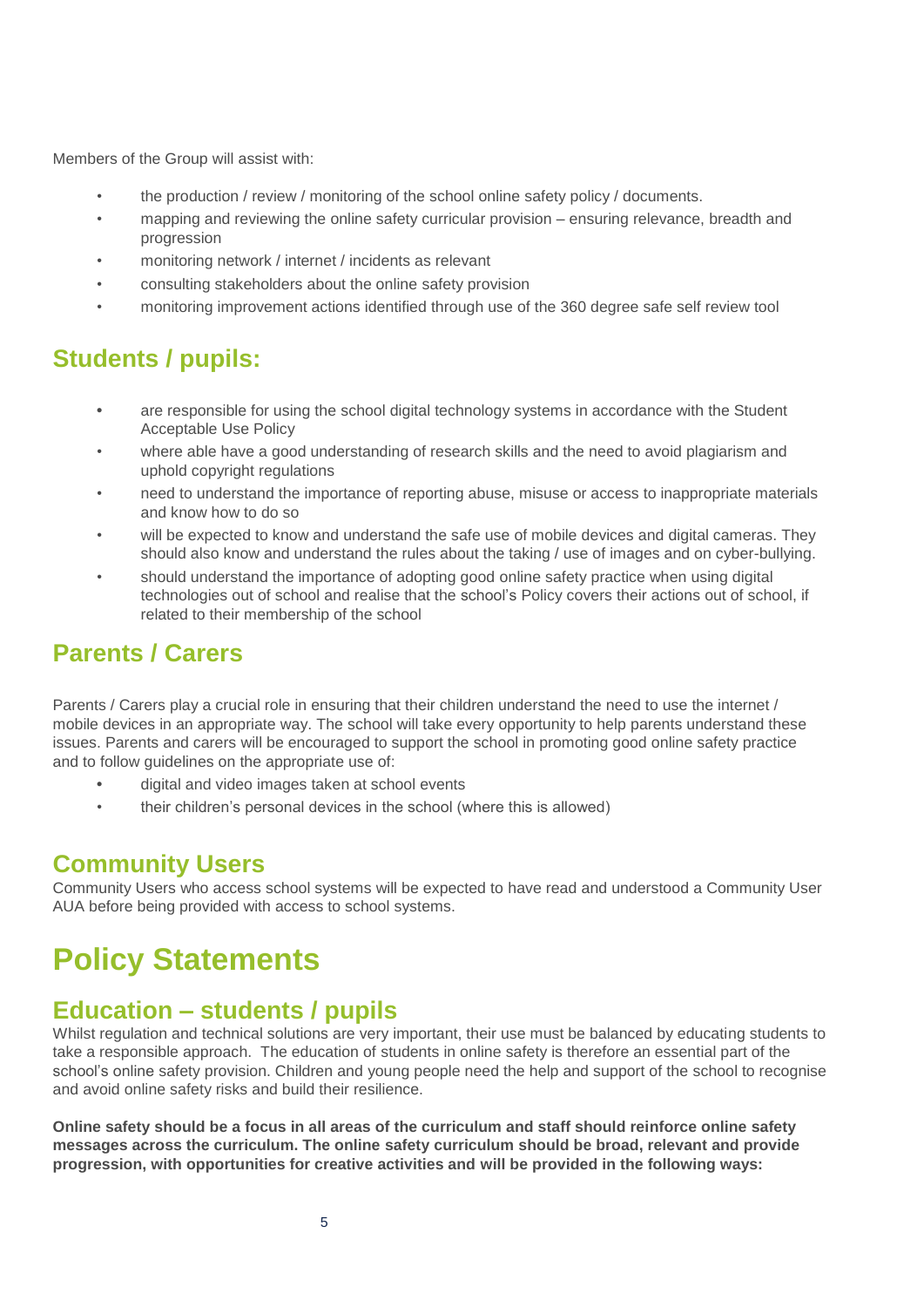Members of the Group will assist with:

- the production / review / monitoring of the school online safety policy / documents.
- mapping and reviewing the online safety curricular provision – ensuring relevance, breadth and progression
- monitoring network / internet / incidents as relevant
- consulting stakeholders about the online safety provision
- monitoring improvement actions identified through use of the 360 degree safe self review tool

## Students / pupils:

- are responsible for using the school digital technology systems in accordance with the Student Acceptable Use Policy
- where able have a good understanding of research skills and the need to avoid plagiarism and uphold copyright regulations
- need to understand the importance of reporting abuse, misuse or access to inappropriate materials and know how to do so
- will be expected to know and understand the safe use of mobile devices and digital cameras. They should also know and understand the rules about the taking / use of images and on cyber-bullying.
- should understand the importance of adopting good online safety practice when using digital technologies out of school and realise that the school's Policy covers their actions out of school, if related to their membership of the school

## Parents / Carers

Parents / Carers play a crucial role in ensuring that their children understand the need to use the internet / mobile devices in an appropriate way. The school will take every opportunity to help parents understand these issues. Parents and carers will be encouraged to support the school in promoting good online safety practice and to follow guidelines on the appropriate use of:

- digital and video images taken at school events
- their children's personal devices in the school (where this is allowed)

## Community Users

Community Users who access school systems will be expected to have read and understood a Community User AUA before being provided with access to school systems.

# Policy Statements

## Education – students / pupils

Whilst regulation and technical solutions are very important, their use must be balanced by educating students to take a responsible approach. The education of students in online safety is therefore an essential part of the school's online safety provision. Children and young people need the help and support of the school to recognise and avoid online safety risks and build their resilience.

**Online safety should be a focus in all areas of the curriculum and staff should reinforce online safety messages across the curriculum. The online safety curriculum should be broad, relevant and provide progression, with opportunities for creative activities and will be provided in the following ways:**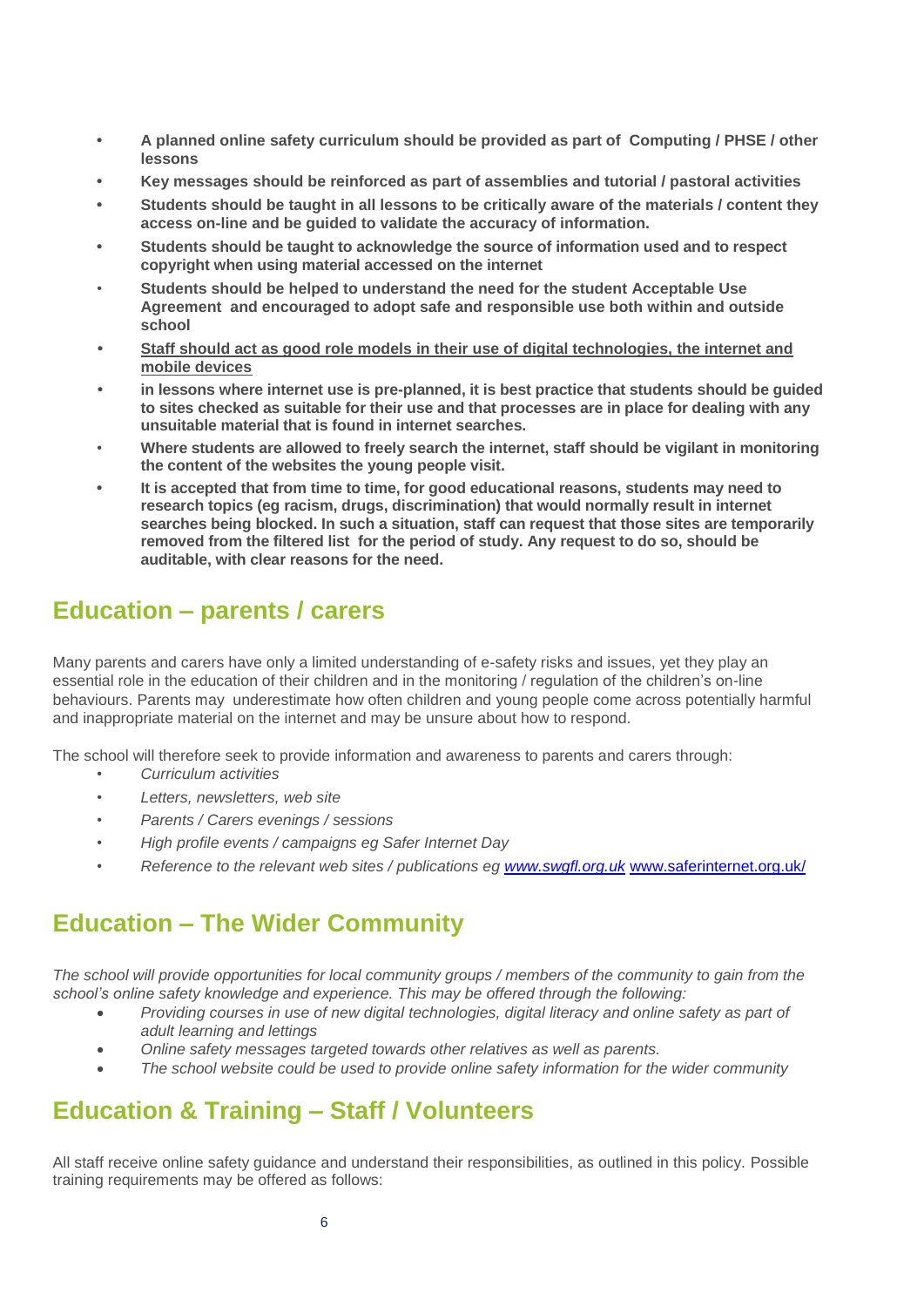- **A planned online safety curriculum should be provided as part of Computing / PHSE / other lessons**
- **Key messages should be reinforced as part of assemblies and tutorial / pastoral activities**
- **Students should be taught in all lessons to be critically aware of the materials / content they access on-line and be guided to validate the accuracy of information.**
- **Students should be taught to acknowledge the source of information used and to respect copyright when using material accessed on the internet**
- **Students should be helped to understand the need for the student Acceptable Use Agreement and encouraged to adopt safe and responsible use both within and outside school**
- <u>**Staff should act as good role models in their use of digital technologies, the internet and mobile devices**</u>
- **in lessons where internet use is pre-planned, it is best practice that students should be guided to sites checked as suitable for their use and that processes are in place for dealing with any unsuitable material that is found in internet searches.**
- **Where students are allowed to freely search the internet, staff should be vigilant in monitoring the content of the websites the young people visit.**
- **It is accepted that from time to time, for good educational reasons, students may need to research topics (eg racism, drugs, discrimination) that would normally result in internet searches being blocked. In such a situation, staff can request that those sites are temporarily removed from the filtered list for the period of study. Any request to do so, should be auditable, with clear reasons for the need.**

## Education – parents / carers

Many parents and carers have only a limited understanding of e-safety risks and issues, yet they play an essential role in the education of their children and in the monitoring / regulation of the children's on-line behaviours. Parents may underestimate how often children and young people come across potentially harmful and inappropriate material on the internet and may be unsure about how to respond.

The school will therefore seek to provide information and awareness to parents and carers through:

- *Curriculum activities*
- *Letters, newsletters, web site*
- *Parents / Carers evenings / sessions*
- *High profile events / campaigns eg Safer Internet Day*
- *Reference to the relevant web sites / publications eg [www.swgfl.org.uk](http://www.swgfl.org.uk)* [www.saferinternet.org.uk/](http://www.saferinternet.org.uk/)

## Education – The Wider Community

*The school will provide opportunities for local community groups / members of the community to gain from the school's online safety knowledge and experience. This may be offered through the following:*

- *Providing courses in use of new digital technologies, digital literacy and online safety as part of adult learning and lettings*
- *Online safety messages targeted towards other relatives as well as parents.*
- *The school website could be used to provide online safety information for the wider community*

## Education & Training – Staff / Volunteers

All staff receive online safety guidance and understand their responsibilities, as outlined in this policy. Possible training requirements may be offered as follows: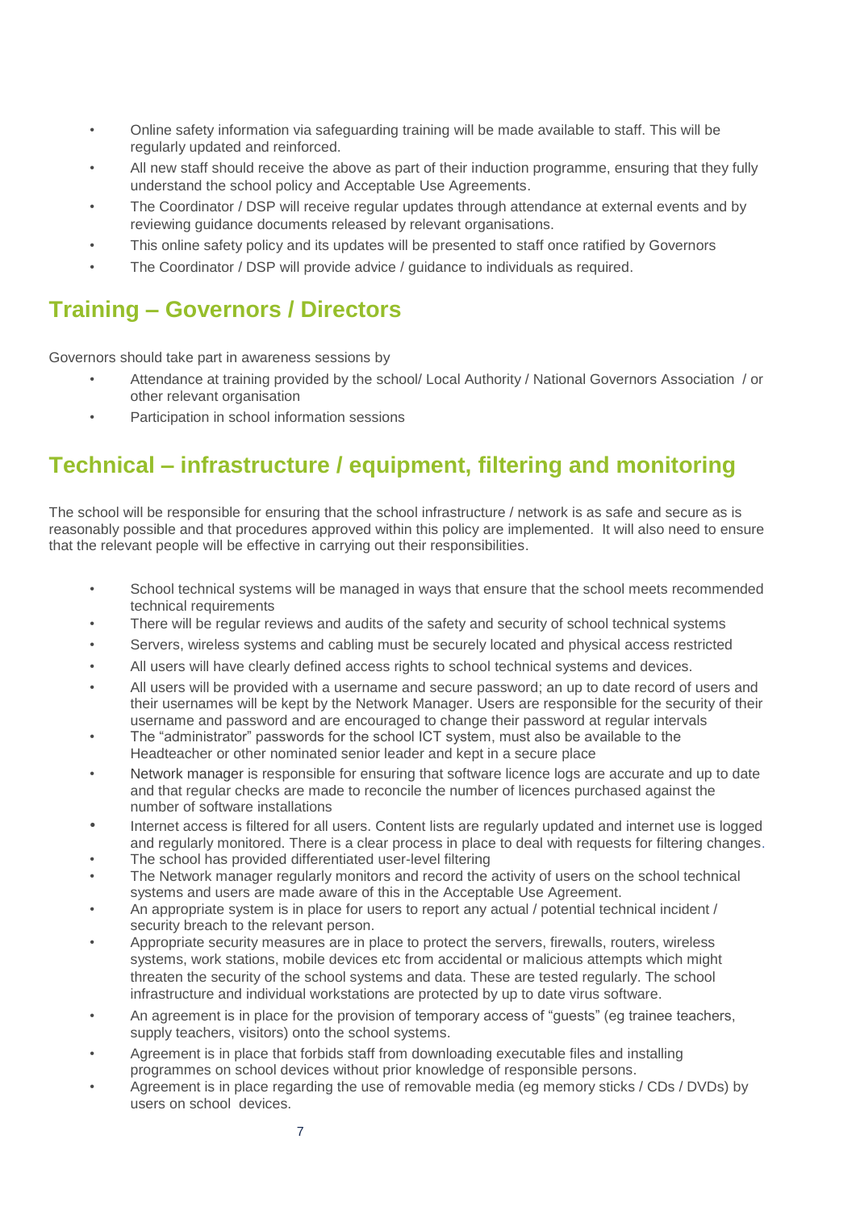- Online safety information via safeguarding training will be made available to staff. This will be regularly updated and reinforced.
- All new staff should receive the above as part of their induction programme, ensuring that they fully understand the school policy and Acceptable Use Agreements.
- The Coordinator / DSP will receive regular updates through attendance at external events and by reviewing guidance documents released by relevant organisations.
- This online safety policy and its updates will be presented to staff once ratified by Governors
- The Coordinator / DSP will provide advice / guidance to individuals as required.

## Training – Governors / Directors

Governors should take part in awareness sessions by

- Attendance at training provided by the school/ Local Authority / National Governors Association / or other relevant organisation
- Participation in school information sessions

## Technical – infrastructure / equipment, filtering and monitoring

The school will be responsible for ensuring that the school infrastructure / network is as safe and secure as is reasonably possible and that procedures approved within this policy are implemented. It will also need to ensure that the relevant people will be effective in carrying out their responsibilities.

- School technical systems will be managed in ways that ensure that the school meets recommended technical requirements
- There will be regular reviews and audits of the safety and security of school technical systems
- Servers, wireless systems and cabling must be securely located and physical access restricted
- All users will have clearly defined access rights to school technical systems and devices.
- All users will be provided with a username and secure password; an up to date record of users and their usernames will be kept by the Network Manager. Users are responsible for the security of their username and password and are encouraged to change their password at regular intervals
- The "administrator" passwords for the school ICT system, must also be available to the Headteacher or other nominated senior leader and kept in a secure place
- Network manager is responsible for ensuring that software licence logs are accurate and up to date and that regular checks are made to reconcile the number of licences purchased against the number of software installations
- Internet access is filtered for all users. Content lists are regularly updated and internet use is logged and regularly monitored. There is a clear process in place to deal with requests for filtering changes.
- The school has provided differentiated user-level filtering
- The Network manager regularly monitors and record the activity of users on the school technical systems and users are made aware of this in the Acceptable Use Agreement.
- An appropriate system is in place for users to report any actual / potential technical incident / security breach to the relevant person.
- Appropriate security measures are in place to protect the servers, firewalls, routers, wireless systems, work stations, mobile devices etc from accidental or malicious attempts which might threaten the security of the school systems and data. These are tested regularly. The school infrastructure and individual workstations are protected by up to date virus software.
- An agreement is in place for the provision of temporary access of "guests" (eg trainee teachers, supply teachers, visitors) onto the school systems.
- Agreement is in place that forbids staff from downloading executable files and installing programmes on school devices without prior knowledge of responsible persons.
- Agreement is in place regarding the use of removable media (eg memory sticks / CDs / DVDs) by users on school devices.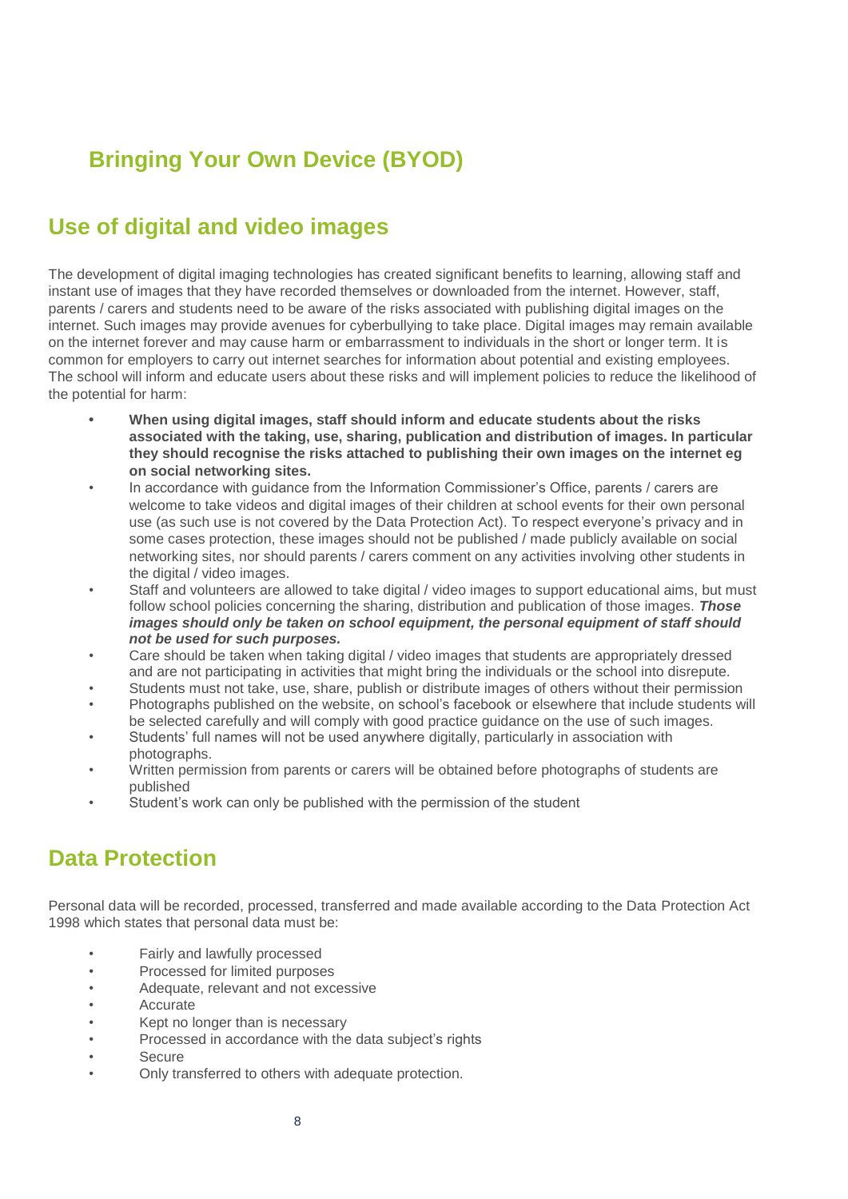## Bringing Your Own Device (BYOD)

## Use of digital and video images

The development of digital imaging technologies has created significant benefits to learning, allowing staff and instant use of images that they have recorded themselves or downloaded from the internet. However, staff, parents / carers and students need to be aware of the risks associated with publishing digital images on the internet. Such images may provide avenues for cyberbullying to take place. Digital images may remain available on the internet forever and may cause harm or embarrassment to individuals in the short or longer term. It is common for employers to carry out internet searches for information about potential and existing employees. The school will inform and educate users about these risks and will implement policies to reduce the likelihood of the potential for harm:

- **When using digital images, staff should inform and educate students about the risks associated with the taking, use, sharing, publication and distribution of images. In particular they should recognise the risks attached to publishing their own images on the internet eg on social networking sites.**
- In accordance with guidance from the Information Commissioner's Office, parents / carers are welcome to take videos and digital images of their children at school events for their own personal use (as such use is not covered by the Data Protection Act). To respect everyone's privacy and in some cases protection, these images should not be published / made publicly available on social networking sites, nor should parents / carers comment on any activities involving other students in the digital / video images.
- Staff and volunteers are allowed to take digital / video images to support educational aims, but must follow school policies concerning the sharing, distribution and publication of those images. ***Those images should only be taken on school equipment, the personal equipment of staff should not be used for such purposes.***
- Care should be taken when taking digital / video images that students are appropriately dressed and are not participating in activities that might bring the individuals or the school into disrepute.
- Students must not take, use, share, publish or distribute images of others without their permission
- Photographs published on the website, on school's facebook or elsewhere that include students will be selected carefully and will comply with good practice guidance on the use of such images.
- Students' full names will not be used anywhere digitally, particularly in association with photographs.
- Written permission from parents or carers will be obtained before photographs of students are published
- Student's work can only be published with the permission of the student

## Data Protection

Personal data will be recorded, processed, transferred and made available according to the Data Protection Act 1998 which states that personal data must be:

- Fairly and lawfully processed
- Processed for limited purposes
- Adequate, relevant and not excessive
- Accurate
- Kept no longer than is necessary
- Processed in accordance with the data subject's rights
- Secure
- Only transferred to others with adequate protection.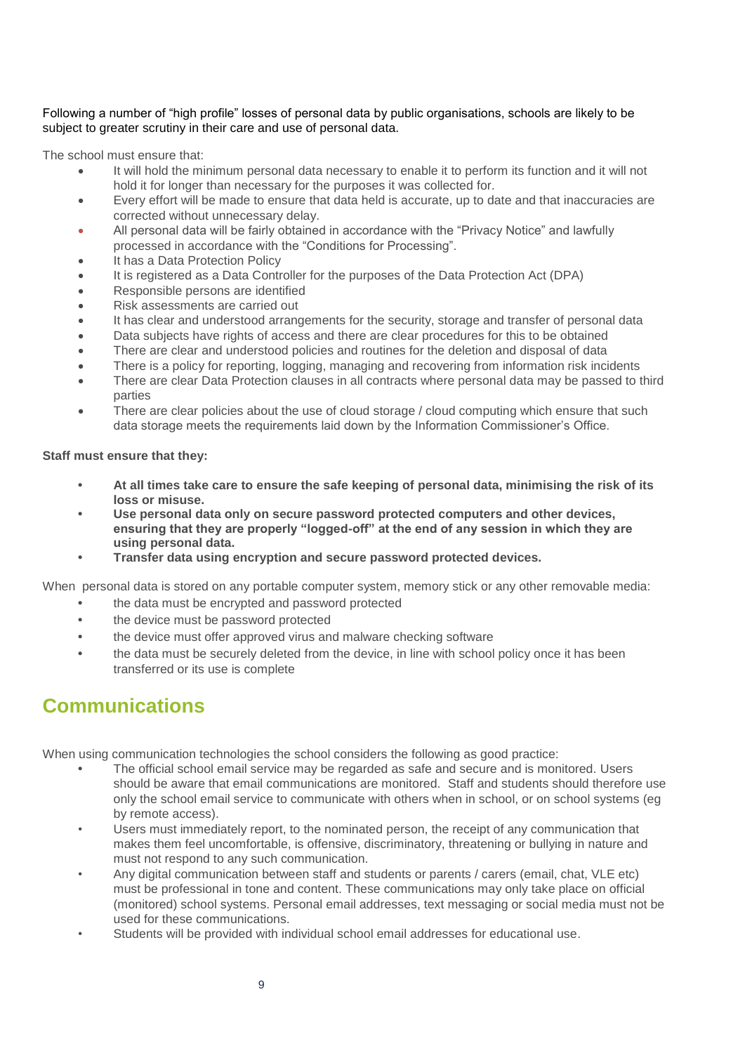Following a number of "high profile" losses of personal data by public organisations, schools are likely to be subject to greater scrutiny in their care and use of personal data.

The school must ensure that:

- It will hold the minimum personal data necessary to enable it to perform its function and it will not hold it for longer than necessary for the purposes it was collected for.
- Every effort will be made to ensure that data held is accurate, up to date and that inaccuracies are corrected without unnecessary delay.
- All personal data will be fairly obtained in accordance with the "Privacy Notice" and lawfully processed in accordance with the "Conditions for Processing".
- It has a Data Protection Policy
- It is registered as a Data Controller for the purposes of the Data Protection Act (DPA)
- Responsible persons are identified
- Risk assessments are carried out
- It has clear and understood arrangements for the security, storage and transfer of personal data
- Data subjects have rights of access and there are clear procedures for this to be obtained
- There are clear and understood policies and routines for the deletion and disposal of data
- There is a policy for reporting, logging, managing and recovering from information risk incidents
- There are clear Data Protection clauses in all contracts where personal data may be passed to third parties
- There are clear policies about the use of cloud storage / cloud computing which ensure that such data storage meets the requirements laid down by the Information Commissioner's Office.

**Staff must ensure that they:**

- **At all times take care to ensure the safe keeping of personal data, minimising the risk of its loss or misuse.**
- **Use personal data only on secure password protected computers and other devices, ensuring that they are properly "logged-off" at the end of any session in which they are using personal data.**
- **Transfer data using encryption and secure password protected devices.**

When personal data is stored on any portable computer system, memory stick or any other removable media:

- the data must be encrypted and password protected
- the device must be password protected
- the device must offer approved virus and malware checking software
- the data must be securely deleted from the device, in line with school policy once it has been transferred or its use is complete

## Communications

When using communication technologies the school considers the following as good practice:

- The official school email service may be regarded as safe and secure and is monitored. Users should be aware that email communications are monitored. Staff and students should therefore use only the school email service to communicate with others when in school, or on school systems (eg by remote access).
- Users must immediately report, to the nominated person, the receipt of any communication that makes them feel uncomfortable, is offensive, discriminatory, threatening or bullying in nature and must not respond to any such communication.
- Any digital communication between staff and students or parents / carers (email, chat, VLE etc) must be professional in tone and content. These communications may only take place on official (monitored) school systems. Personal email addresses, text messaging or social media must not be used for these communications.
- Students will be provided with individual school email addresses for educational use.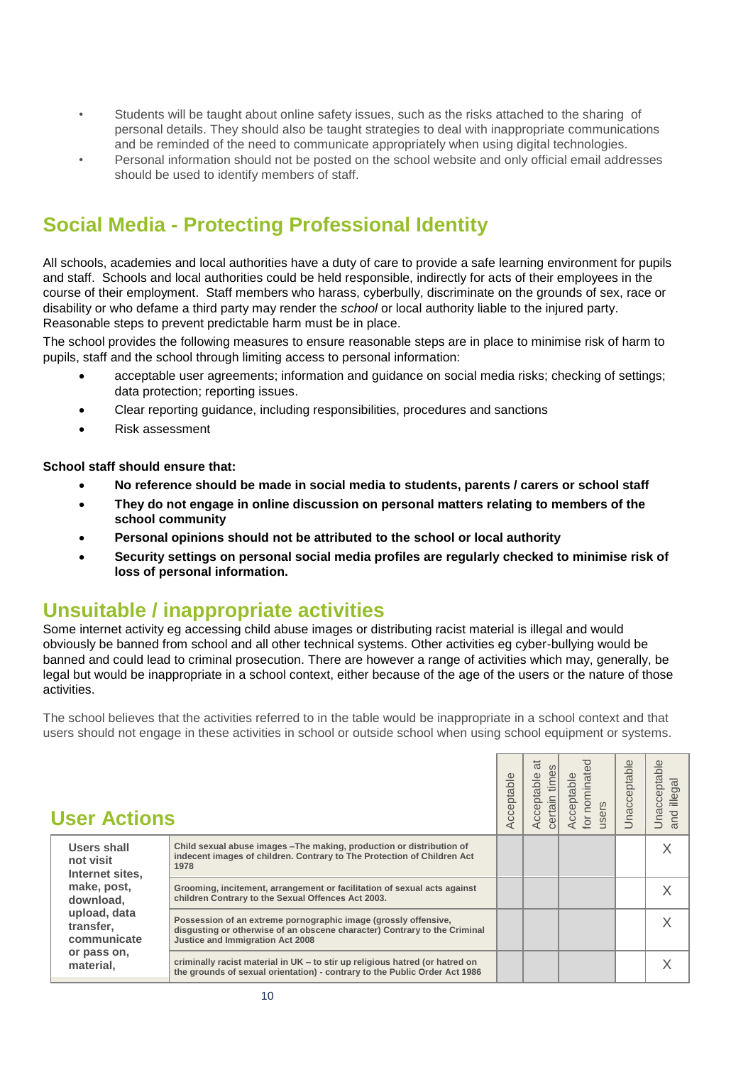- Students will be taught about online safety issues, such as the risks attached to the sharing of personal details. They should also be taught strategies to deal with inappropriate communications and be reminded of the need to communicate appropriately when using digital technologies.
- Personal information should not be posted on the school website and only official email addresses should be used to identify members of staff.

## Social Media - Protecting Professional Identity

All schools, academies and local authorities have a duty of care to provide a safe learning environment for pupils and staff. Schools and local authorities could be held responsible, indirectly for acts of their employees in the course of their employment. Staff members who harass, cyberbully, discriminate on the grounds of sex, race or disability or who defame a third party may render the *school* or local authority liable to the injured party. Reasonable steps to prevent predictable harm must be in place.

The school provides the following measures to ensure reasonable steps are in place to minimise risk of harm to pupils, staff and the school through limiting access to personal information:

- acceptable user agreements; information and guidance on social media risks; checking of settings; data protection; reporting issues.
- Clear reporting guidance, including responsibilities, procedures and sanctions
- Risk assessment

**School staff should ensure that:**

- **No reference should be made in social media to students, parents / carers or school staff**
- **They do not engage in online discussion on personal matters relating to members of the school community**
- **Personal opinions should not be attributed to the school or local authority**
- **Security settings on personal social media profiles are regularly checked to minimise risk of loss of personal information.**

## Unsuitable / inappropriate activities

Some internet activity eg accessing child abuse images or distributing racist material is illegal and would obviously be banned from school and all other technical systems. Other activities eg cyber-bullying would be banned and could lead to criminal prosecution. There are however a range of activities which may, generally, be legal but would be inappropriate in a school context, either because of the age of the users or the nature of those activities.

The school believes that the activities referred to in the table would be inappropriate in a school context and that users should not engage in these activities in school or outside school when using school equipment or systems.

| User Actions | | Acceptable | Acceptable at certain times | Acceptable for nominated users | Unacceptable | Unacceptable and illegal |
|---|---|---|---|---|---|---|
| Users shall not visit Internet sites, make, post, download, upload, data transfer, communicate or pass on, material, | Child sexual abuse images –The making, production or distribution of indecent images of children. Contrary to The Protection of Children Act 1978 | | | | | X |
| | Grooming, incitement, arrangement or facilitation of sexual acts against children Contrary to the Sexual Offences Act 2003. | | | | | X |
| | Possession of an extreme pornographic image (grossly offensive, disgusting or otherwise of an obscene character) Contrary to the Criminal Justice and Immigration Act 2008 | | | | | X |
| | criminally racist material in UK – to stir up religious hatred (or hatred on the grounds of sexual orientation) - contrary to the Public Order Act 1986 | | | | | X |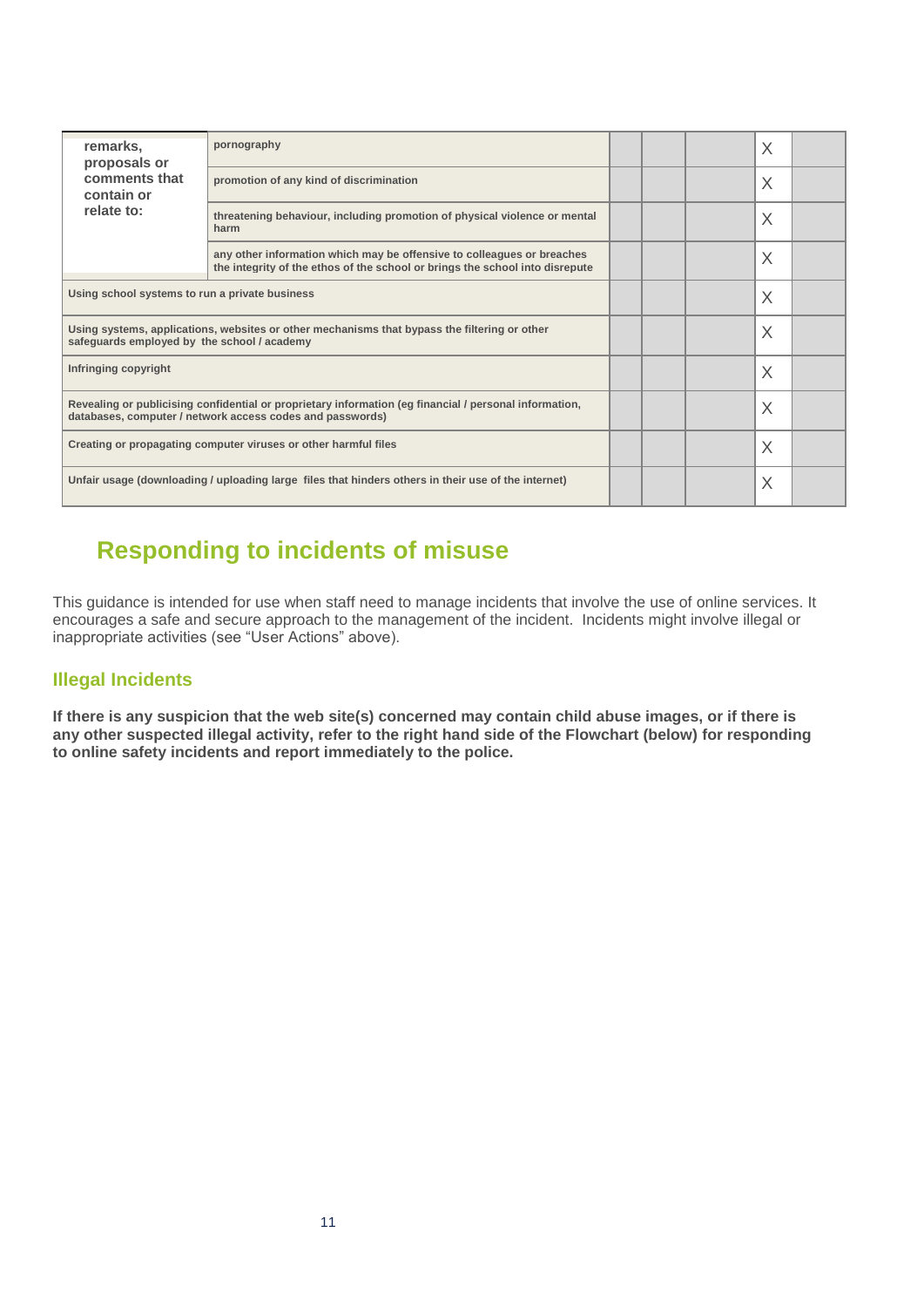| | | | | | | |
|---|---|---|---|---|---|---|
| remarks, proposals or comments that contain or relate to: | pornography | | | | X | |
| | promotion of any kind of discrimination | | | | X | |
| | threatening behaviour, including promotion of physical violence or mental harm | | | | X | |
| | any other information which may be offensive to colleagues or breaches the integrity of the ethos of the school or brings the school into disrepute | | | | X | |
| Using school systems to run a private business | | | | | X | |
| Using systems, applications, websites or other mechanisms that bypass the filtering or other safeguards employed by the school / academy | | | | | X | |
| Infringing copyright | | | | | X | |
| Revealing or publicising confidential or proprietary information (eg financial / personal information, databases, computer / network access codes and passwords) | | | | | X | |
| Creating or propagating computer viruses or other harmful files | | | | | X | |
| Unfair usage (downloading / uploading large files that hinders others in their use of the internet) | | | | | X | |

## Responding to incidents of misuse

This guidance is intended for use when staff need to manage incidents that involve the use of online services. It encourages a safe and secure approach to the management of the incident. Incidents might involve illegal or inappropriate activities (see "User Actions" above).

### Illegal Incidents

**If there is any suspicion that the web site(s) concerned may contain child abuse images, or if there is any other suspected illegal activity, refer to the right hand side of the Flowchart (below) for responding to online safety incidents and report immediately to the police.**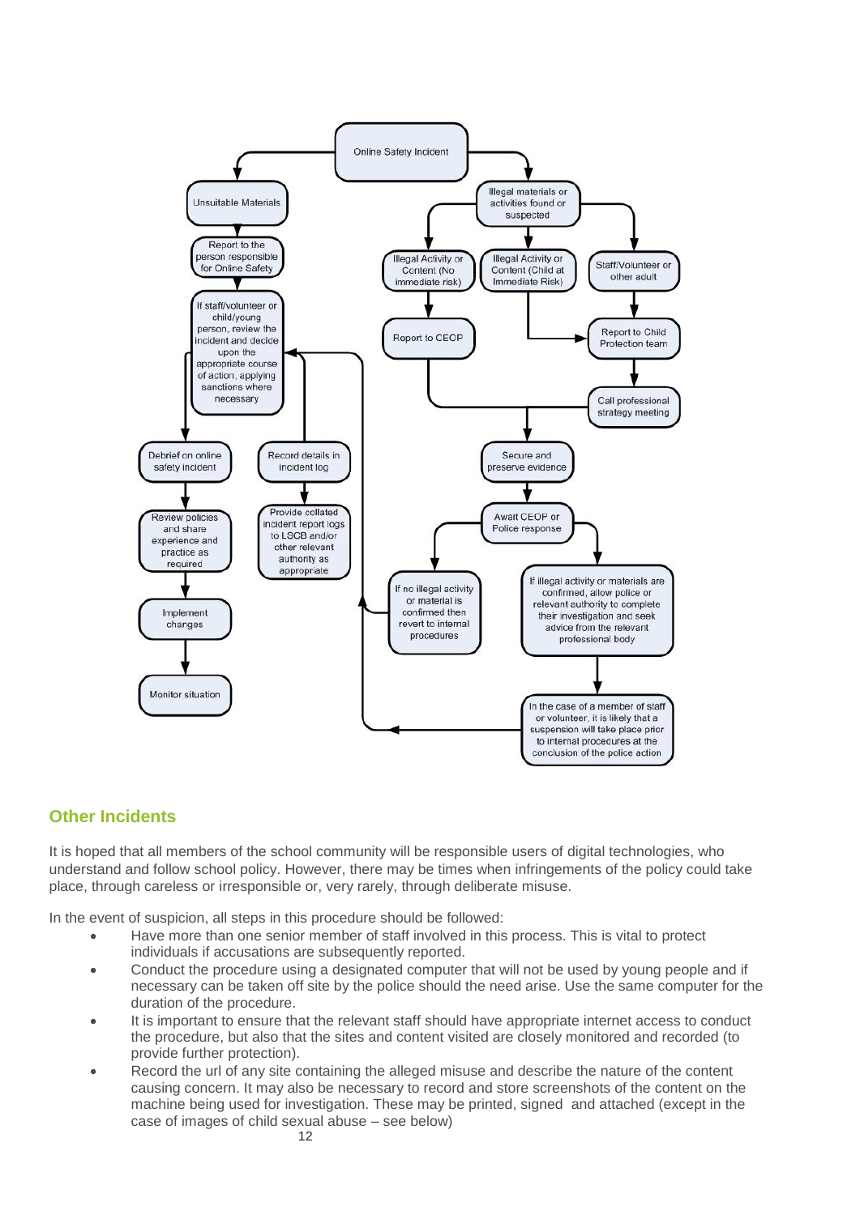Online Safety Incident

- Unsuitable Materials
  - Report to the person responsible for Online Safety
  - If staff/volunteer or child/young person, review the incident and decide upon the appropriate course of action, applying sanctions where necessary
    - Debrief on online safety incident
      - Review policies and share experience and practice as required
      - Implement changes
      - Monitor situation
    - Record details in incident log
      - Provide collated incident report logs to LSCB and/or other relevant authority as appropriate
- Illegal materials or activities found or suspected
  - Illegal Activity or Content (No immediate risk)
    - Report to CEOP
  - Illegal Activity or Content (Child at Immediate Risk)
    - Report to Child Protection team
  - Staff/Volunteer or other adult
    - Report to Child Protection team
    - Call professional strategy meeting
  - Secure and preserve evidence
  - Await CEOP or Police response
    - If no illegal activity or material is confirmed then revert to internal procedures
    - If illegal activity or materials are confirmed, allow police or relevant authority to complete their investigation and seek advice from the relevant professional body
      - In the case of a member of staff or volunteer, it is likely that a suspension will take place prior to internal procedures at the conclusion of the police action

## Other Incidents

It is hoped that all members of the school community will be responsible users of digital technologies, who understand and follow school policy. However, there may be times when infringements of the policy could take place, through careless or irresponsible or, very rarely, through deliberate misuse.

In the event of suspicion, all steps in this procedure should be followed:

- Have more than one senior member of staff involved in this process. This is vital to protect individuals if accusations are subsequently reported.
- Conduct the procedure using a designated computer that will not be used by young people and if necessary can be taken off site by the police should the need arise. Use the same computer for the duration of the procedure.
- It is important to ensure that the relevant staff should have appropriate internet access to conduct the procedure, but also that the sites and content visited are closely monitored and recorded (to provide further protection).
- Record the url of any site containing the alleged misuse and describe the nature of the content causing concern. It may also be necessary to record and store screenshots of the content on the machine being used for investigation. These may be printed, signed and attached (except in the case of images of child sexual abuse – see below)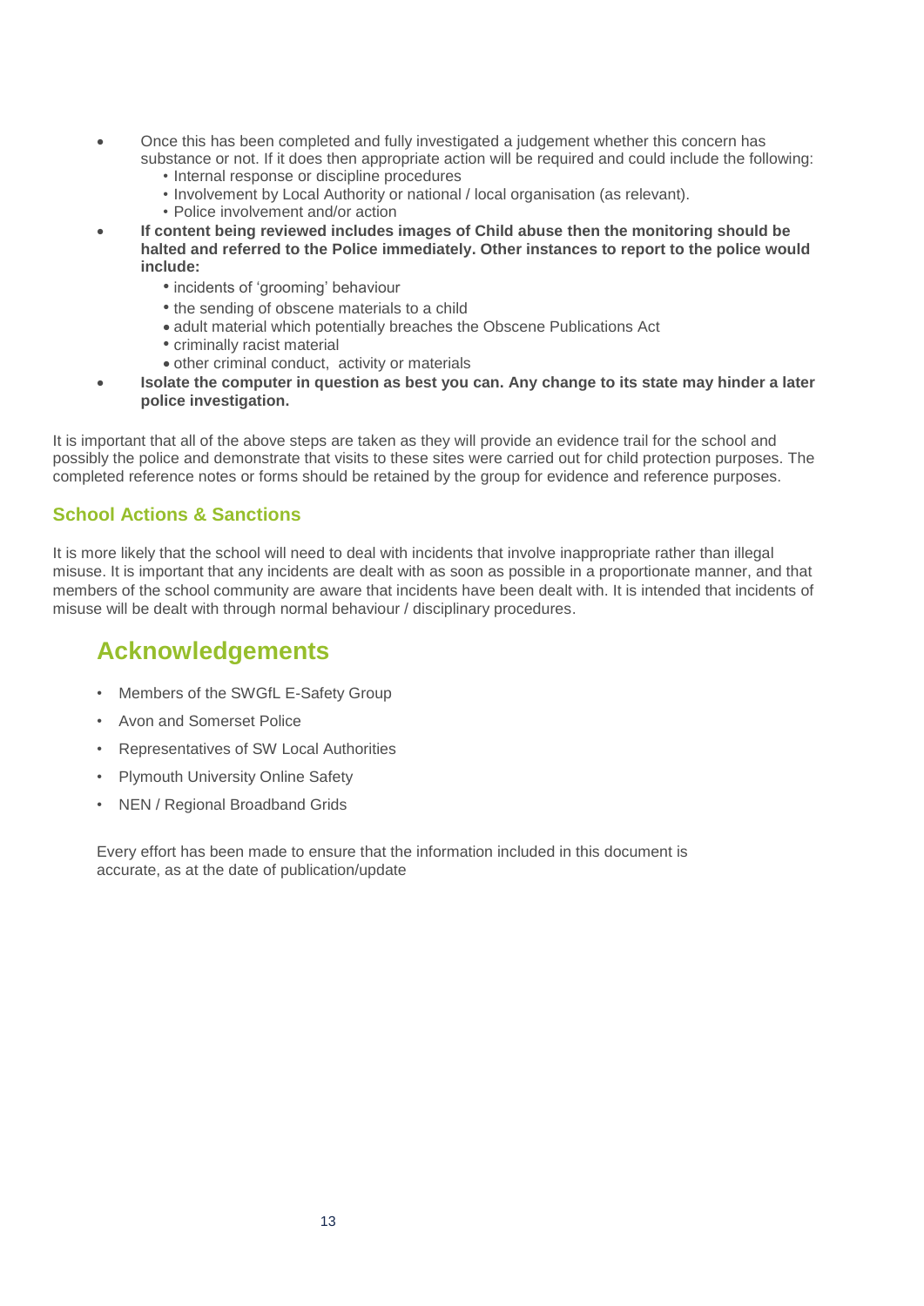- Once this has been completed and fully investigated a judgement whether this concern has substance or not. If it does then appropriate action will be required and could include the following:
  - Internal response or discipline procedures
  - Involvement by Local Authority or national / local organisation (as relevant).
  - Police involvement and/or action
- **If content being reviewed includes images of Child abuse then the monitoring should be halted and referred to the Police immediately. Other instances to report to the police would include:**
  - incidents of 'grooming' behaviour
  - the sending of obscene materials to a child
  - adult material which potentially breaches the Obscene Publications Act
  - criminally racist material
  - other criminal conduct, activity or materials
- **Isolate the computer in question as best you can. Any change to its state may hinder a later police investigation.**

It is important that all of the above steps are taken as they will provide an evidence trail for the school and possibly the police and demonstrate that visits to these sites were carried out for child protection purposes. The completed reference notes or forms should be retained by the group for evidence and reference purposes.

### School Actions & Sanctions

It is more likely that the school will need to deal with incidents that involve inappropriate rather than illegal misuse. It is important that any incidents are dealt with as soon as possible in a proportionate manner, and that members of the school community are aware that incidents have been dealt with. It is intended that incidents of misuse will be dealt with through normal behaviour / disciplinary procedures.

## Acknowledgements

- Members of the SWGfL E-Safety Group
- Avon and Somerset Police
- Representatives of SW Local Authorities
- Plymouth University Online Safety
- NEN / Regional Broadband Grids

Every effort has been made to ensure that the information included in this document is accurate, as at the date of publication/update